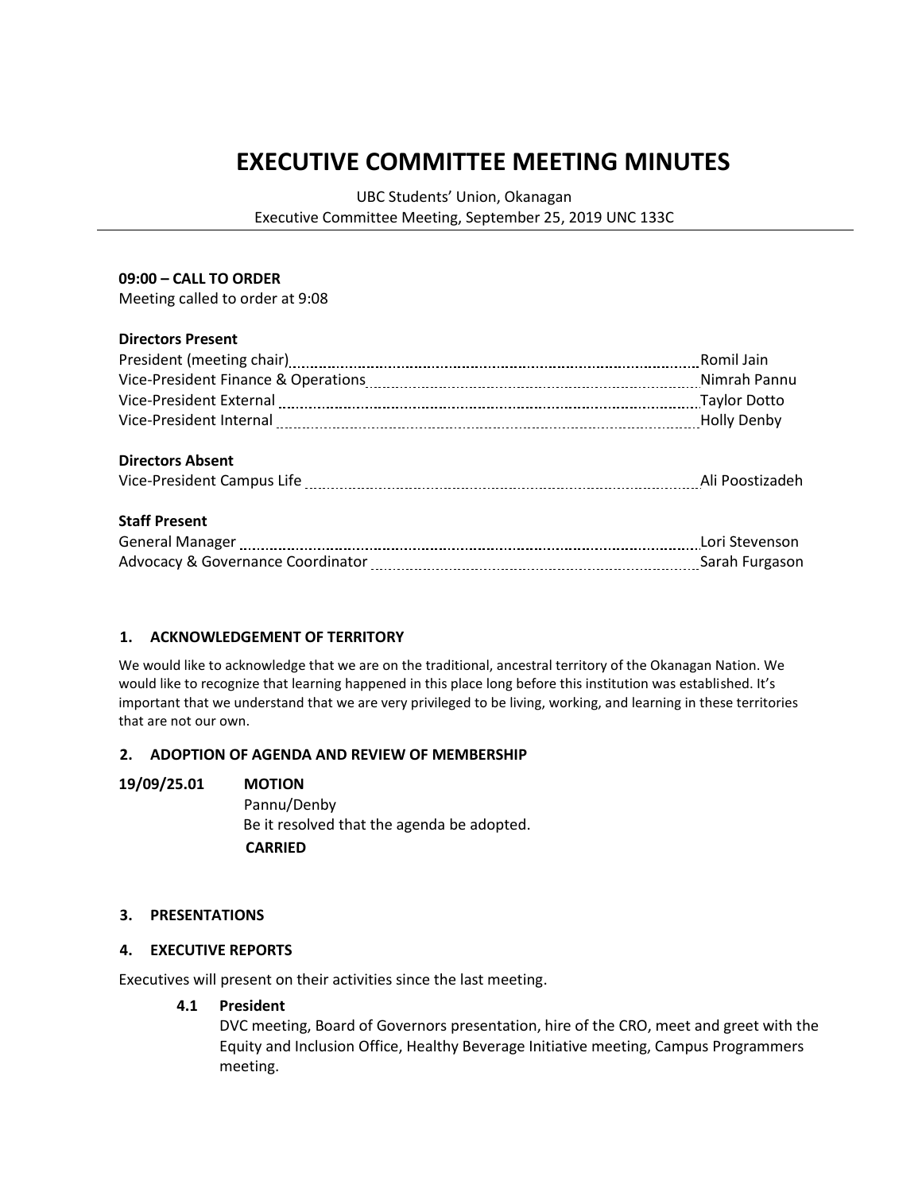# EXECUTIVE COMMITTEE MEETING MINUTES

UBC Students' Union, Okanagan
Executive Committee Meeting, September 25, 2019 UNC 133C

**09:00 – CALL TO ORDER**
Meeting called to order at 9:08

**Directors Present**

| | |
|---|---|
| President (meeting chair) | Romil Jain |
| Vice-President Finance & Operations | Nimrah Pannu |
| Vice-President External | Taylor Dotto |
| Vice-President Internal | Holly Denby |

**Directors Absent**

| | |
|---|---|
| Vice-President Campus Life | Ali Poostizadeh |

**Staff Present**

| | |
|---|---|
| General Manager | Lori Stevenson |
| Advocacy & Governance Coordinator | Sarah Furgason |

## 1. ACKNOWLEDGEMENT OF TERRITORY

We would like to acknowledge that we are on the traditional, ancestral territory of the Okanagan Nation. We would like to recognize that learning happened in this place long before this institution was established. It's important that we understand that we are very privileged to be living, working, and learning in these territories that are not our own.

## 2. ADOPTION OF AGENDA AND REVIEW OF MEMBERSHIP

**19/09/25.01** **MOTION**
Pannu/Denby
Be it resolved that the agenda be adopted.
**CARRIED**

## 3. PRESENTATIONS

## 4. EXECUTIVE REPORTS

Executives will present on their activities since the last meeting.

### 4.1 President

DVC meeting, Board of Governors presentation, hire of the CRO, meet and greet with the Equity and Inclusion Office, Healthy Beverage Initiative meeting, Campus Programmers meeting.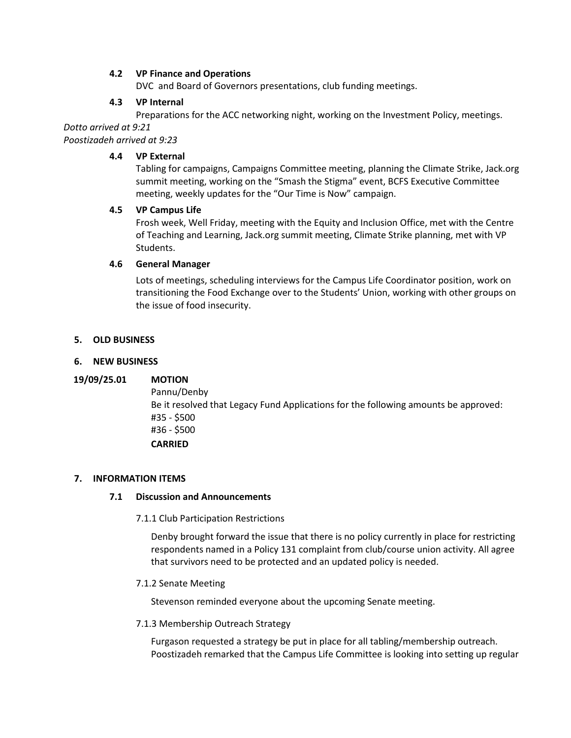### 4.2 VP Finance and Operations

DVC and Board of Governors presentations, club funding meetings.

### 4.3 VP Internal

Preparations for the ACC networking night, working on the Investment Policy, meetings.

*Dotto arrived at 9:21*
*Poostizadeh arrived at 9:23*

### 4.4 VP External

Tabling for campaigns, Campaigns Committee meeting, planning the Climate Strike, Jack.org summit meeting, working on the "Smash the Stigma" event, BCFS Executive Committee meeting, weekly updates for the "Our Time is Now" campaign.

### 4.5 VP Campus Life

Frosh week, Well Friday, meeting with the Equity and Inclusion Office, met with the Centre of Teaching and Learning, Jack.org summit meeting, Climate Strike planning, met with VP Students.

### 4.6 General Manager

Lots of meetings, scheduling interviews for the Campus Life Coordinator position, work on transitioning the Food Exchange over to the Students' Union, working with other groups on the issue of food insecurity.

## 5. OLD BUSINESS

## 6. NEW BUSINESS

**19/09/25.01 MOTION**

Pannu/Denby
Be it resolved that Legacy Fund Applications for the following amounts be approved:
#35 - $500
#36 - $500
**CARRIED**

## 7. INFORMATION ITEMS

### 7.1 Discussion and Announcements

7.1.1 Club Participation Restrictions

Denby brought forward the issue that there is no policy currently in place for restricting respondents named in a Policy 131 complaint from club/course union activity. All agree that survivors need to be protected and an updated policy is needed.

7.1.2 Senate Meeting

Stevenson reminded everyone about the upcoming Senate meeting.

7.1.3 Membership Outreach Strategy

Furgason requested a strategy be put in place for all tabling/membership outreach. Poostizadeh remarked that the Campus Life Committee is looking into setting up regular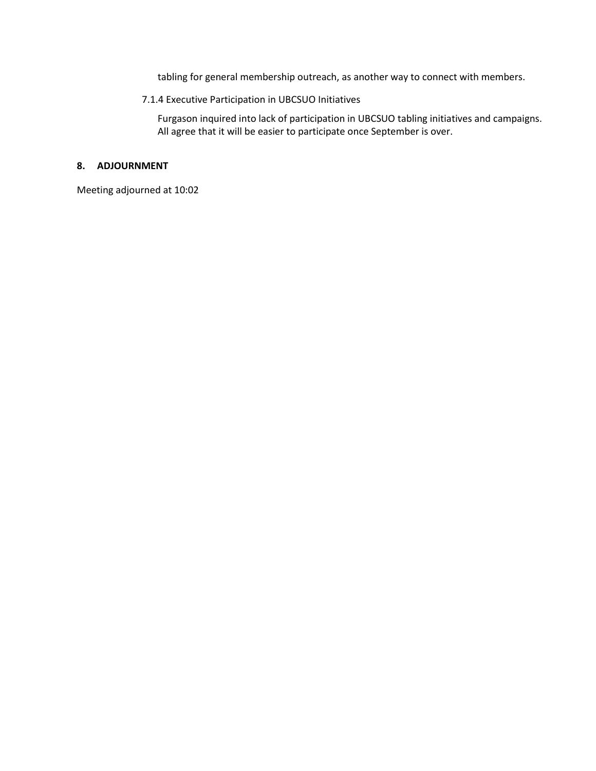tabling for general membership outreach, as another way to connect with members.

7.1.4 Executive Participation in UBCSUO Initiatives

Furgason inquired into lack of participation in UBCSUO tabling initiatives and campaigns. All agree that it will be easier to participate once September is over.

## 8. ADJOURNMENT

Meeting adjourned at 10:02